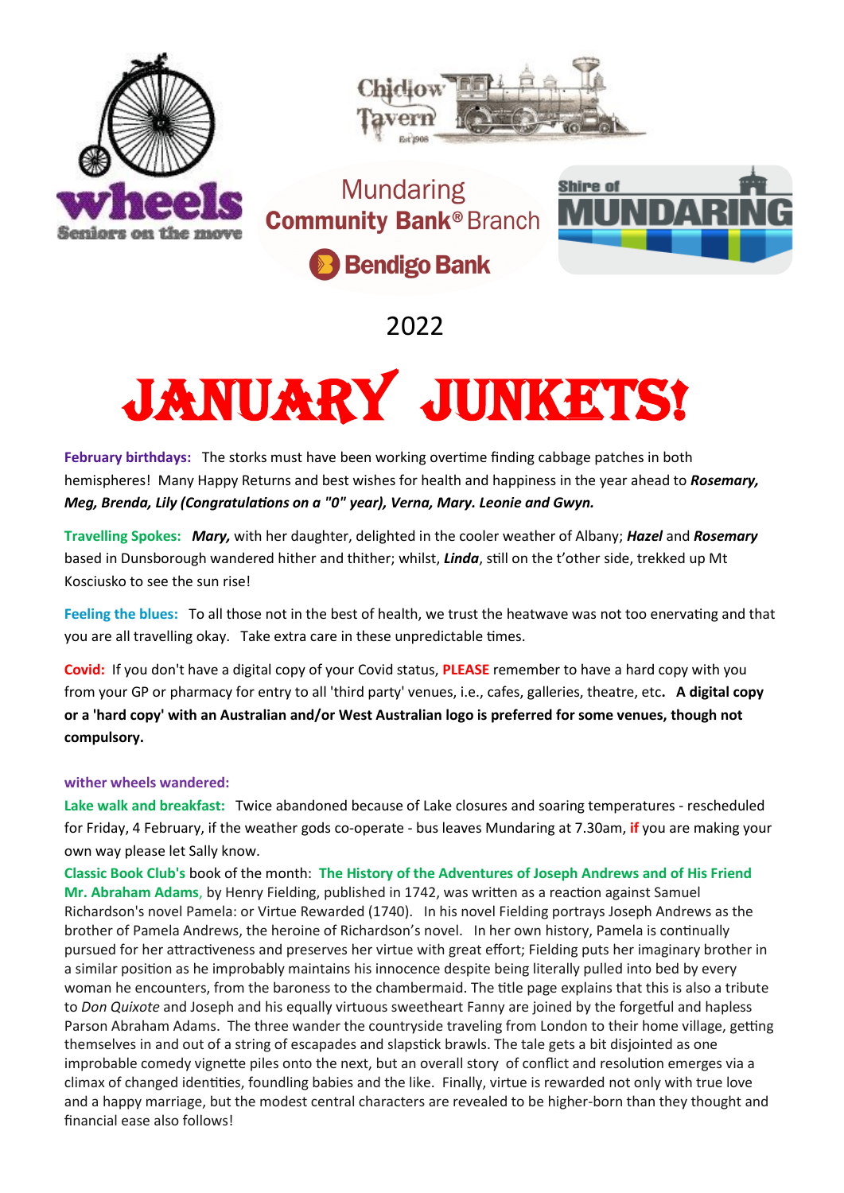wheels
Seniors on the move

Chidlow Tavern
Est 1908

Mundaring
**Community Bank®** Branch

**Bendigo Bank**

Shire of MUNDARING

2022

# JANUARY JUNKETS!

**February birthdays:** The storks must have been working overtime finding cabbage patches in both hemispheres! Many Happy Returns and best wishes for health and happiness in the year ahead to ***Rosemary, Meg, Brenda, Lily (Congratulations on a "0" year), Verna, Mary. Leonie and Gwyn.***

**Travelling Spokes:** ***Mary,*** with her daughter, delighted in the cooler weather of Albany; ***Hazel*** and ***Rosemary*** based in Dunsborough wandered hither and thither; whilst, ***Linda***, still on the t'other side, trekked up Mt Kosciusko to see the sun rise!

**Feeling the blues:** To all those not in the best of health, we trust the heatwave was not too enervating and that you are all travelling okay. Take extra care in these unpredictable times.

**Covid:** If you don't have a digital copy of your Covid status, **PLEASE** remember to have a hard copy with you from your GP or pharmacy for entry to all 'third party' venues, i.e., cafes, galleries, theatre, etc. **A digital copy or a 'hard copy' with an Australian and/or West Australian logo is preferred for some venues, though not compulsory.**

**wither wheels wandered:**

**Lake walk and breakfast:** Twice abandoned because of Lake closures and soaring temperatures - rescheduled for Friday, 4 February, if the weather gods co-operate - bus leaves Mundaring at 7.30am, **if** you are making your own way please let Sally know.

**Classic Book Club's** book of the month: **The History of the Adventures of Joseph Andrews and of His Friend Mr. Abraham Adams**, by Henry Fielding, published in 1742, was written as a reaction against Samuel Richardson's novel Pamela: or Virtue Rewarded (1740). In his novel Fielding portrays Joseph Andrews as the brother of Pamela Andrews, the heroine of Richardson's novel. In her own history, Pamela is continually pursued for her attractiveness and preserves her virtue with great effort; Fielding puts her imaginary brother in a similar position as he improbably maintains his innocence despite being literally pulled into bed by every woman he encounters, from the baroness to the chambermaid. The title page explains that this is also a tribute to *Don Quixote* and Joseph and his equally virtuous sweetheart Fanny are joined by the forgetful and hapless Parson Abraham Adams. The three wander the countryside traveling from London to their home village, getting themselves in and out of a string of escapades and slapstick brawls. The tale gets a bit disjointed as one improbable comedy vignette piles onto the next, but an overall story of conflict and resolution emerges via a climax of changed identities, foundling babies and the like. Finally, virtue is rewarded not only with true love and a happy marriage, but the modest central characters are revealed to be higher-born than they thought and financial ease also follows!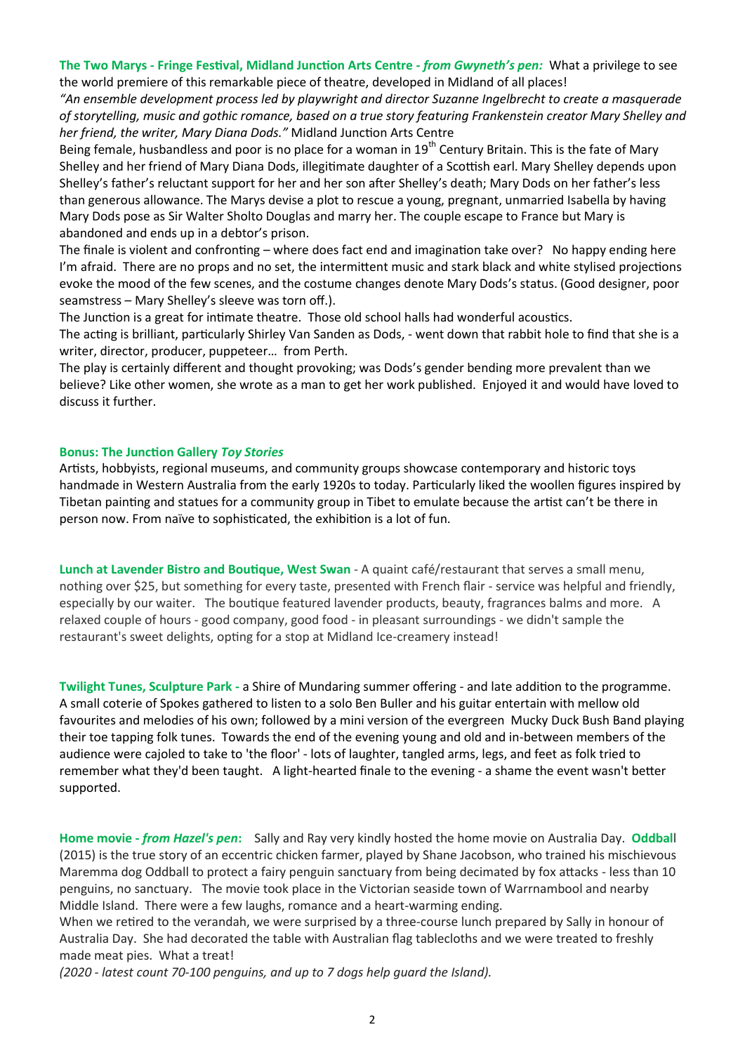**The Two Marys - Fringe Festival, Midland Junction Arts Centre - *from Gwyneth's pen:*** What a privilege to see the world premiere of this remarkable piece of theatre, developed in Midland of all places!

*"An ensemble development process led by playwright and director Suzanne Ingelbrecht to create a masquerade of storytelling, music and gothic romance, based on a true story featuring Frankenstein creator Mary Shelley and her friend, the writer, Mary Diana Dods."* Midland Junction Arts Centre

Being female, husbandless and poor is no place for a woman in 19th Century Britain. This is the fate of Mary Shelley and her friend of Mary Diana Dods, illegitimate daughter of a Scottish earl. Mary Shelley depends upon Shelley's father's reluctant support for her and her son after Shelley's death; Mary Dods on her father's less than generous allowance. The Marys devise a plot to rescue a young, pregnant, unmarried Isabella by having Mary Dods pose as Sir Walter Sholto Douglas and marry her. The couple escape to France but Mary is abandoned and ends up in a debtor's prison.

The finale is violent and confronting – where does fact end and imagination take over? No happy ending here I'm afraid. There are no props and no set, the intermittent music and stark black and white stylised projections evoke the mood of the few scenes, and the costume changes denote Mary Dods's status. (Good designer, poor seamstress – Mary Shelley's sleeve was torn off.).

The Junction is a great for intimate theatre. Those old school halls had wonderful acoustics.

The acting is brilliant, particularly Shirley Van Sanden as Dods, - went down that rabbit hole to find that she is a writer, director, producer, puppeteer… from Perth.

The play is certainly different and thought provoking; was Dods's gender bending more prevalent than we believe? Like other women, she wrote as a man to get her work published. Enjoyed it and would have loved to discuss it further.

**Bonus: The Junction Gallery *Toy Stories***

Artists, hobbyists, regional museums, and community groups showcase contemporary and historic toys handmade in Western Australia from the early 1920s to today. Particularly liked the woollen figures inspired by Tibetan painting and statues for a community group in Tibet to emulate because the artist can't be there in person now. From naïve to sophisticated, the exhibition is a lot of fun.

**Lunch at Lavender Bistro and Boutique, West Swan** - A quaint café/restaurant that serves a small menu, nothing over $25, but something for every taste, presented with French flair - service was helpful and friendly, especially by our waiter. The boutique featured lavender products, beauty, fragrances balms and more. A relaxed couple of hours - good company, good food - in pleasant surroundings - we didn't sample the restaurant's sweet delights, opting for a stop at Midland Ice-creamery instead!

**Twilight Tunes, Sculpture Park -** a Shire of Mundaring summer offering - and late addition to the programme. A small coterie of Spokes gathered to listen to a solo Ben Buller and his guitar entertain with mellow old favourites and melodies of his own; followed by a mini version of the evergreen Mucky Duck Bush Band playing their toe tapping folk tunes. Towards the end of the evening young and old and in-between members of the audience were cajoled to take to 'the floor' - lots of laughter, tangled arms, legs, and feet as folk tried to remember what they'd been taught. A light-hearted finale to the evening - a shame the event wasn't better supported.

**Home movie - *from Hazel's pen*:** Sally and Ray very kindly hosted the home movie on Australia Day. **Oddball** (2015) is the true story of an eccentric chicken farmer, played by Shane Jacobson, who trained his mischievous Maremma dog Oddball to protect a fairy penguin sanctuary from being decimated by fox attacks - less than 10 penguins, no sanctuary. The movie took place in the Victorian seaside town of Warrnambool and nearby Middle Island. There were a few laughs, romance and a heart-warming ending.

When we retired to the verandah, we were surprised by a three-course lunch prepared by Sally in honour of Australia Day. She had decorated the table with Australian flag tablecloths and we were treated to freshly made meat pies. What a treat!

*(2020 - latest count 70-100 penguins, and up to 7 dogs help guard the Island).*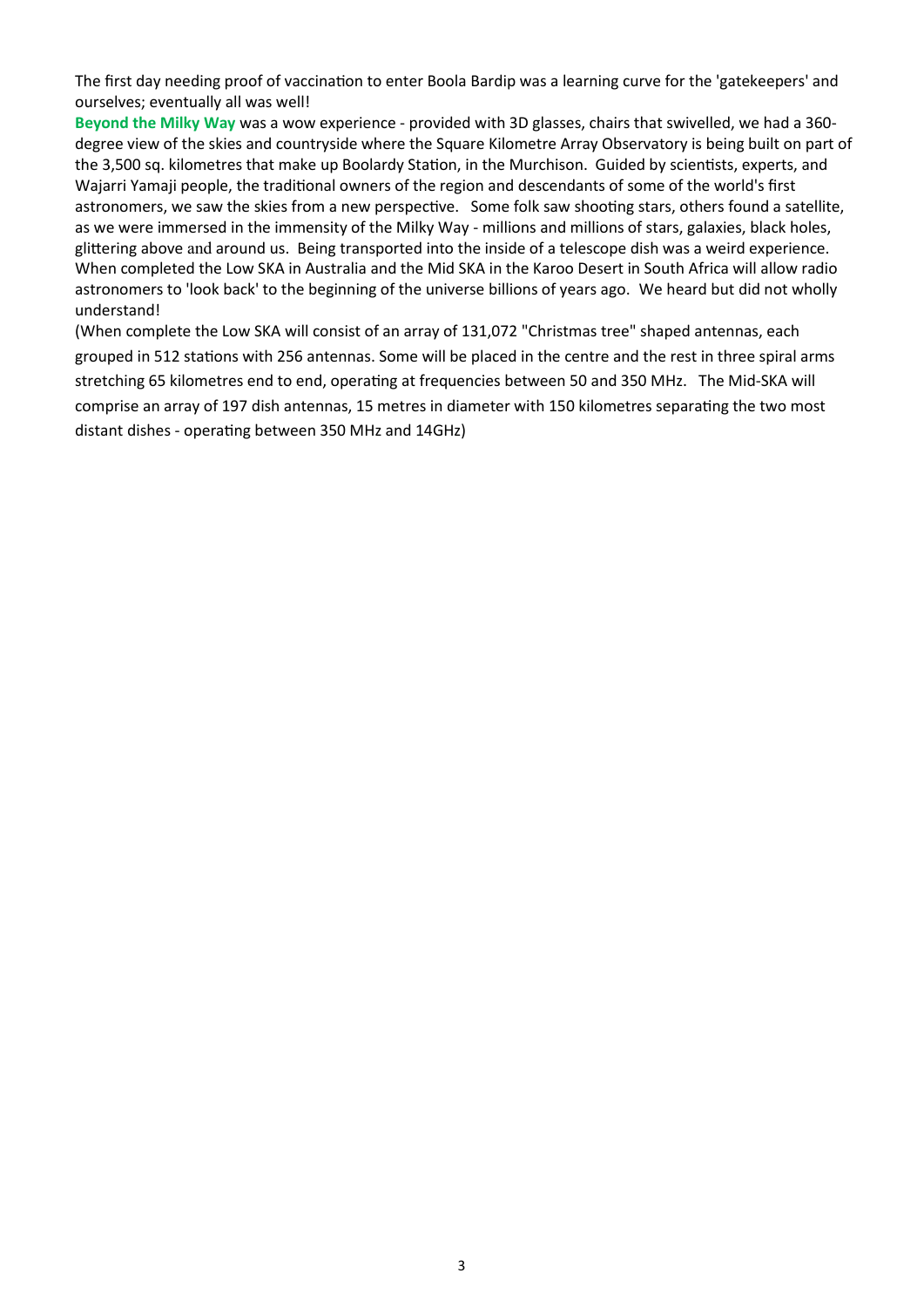The first day needing proof of vaccination to enter Boola Bardip was a learning curve for the 'gatekeepers' and ourselves; eventually all was well!

**Beyond the Milky Way** was a wow experience - provided with 3D glasses, chairs that swivelled, we had a 360-degree view of the skies and countryside where the Square Kilometre Array Observatory is being built on part of the 3,500 sq. kilometres that make up Boolardy Station, in the Murchison. Guided by scientists, experts, and Wajarri Yamaji people, the traditional owners of the region and descendants of some of the world's first astronomers, we saw the skies from a new perspective. Some folk saw shooting stars, others found a satellite, as we were immersed in the immensity of the Milky Way - millions and millions of stars, galaxies, black holes, glittering above and around us. Being transported into the inside of a telescope dish was a weird experience. When completed the Low SKA in Australia and the Mid SKA in the Karoo Desert in South Africa will allow radio astronomers to 'look back' to the beginning of the universe billions of years ago. We heard but did not wholly understand!

(When complete the Low SKA will consist of an array of 131,072 "Christmas tree" shaped antennas, each grouped in 512 stations with 256 antennas. Some will be placed in the centre and the rest in three spiral arms stretching 65 kilometres end to end, operating at frequencies between 50 and 350 MHz. The Mid-SKA will comprise an array of 197 dish antennas, 15 metres in diameter with 150 kilometres separating the two most distant dishes - operating between 350 MHz and 14GHz)